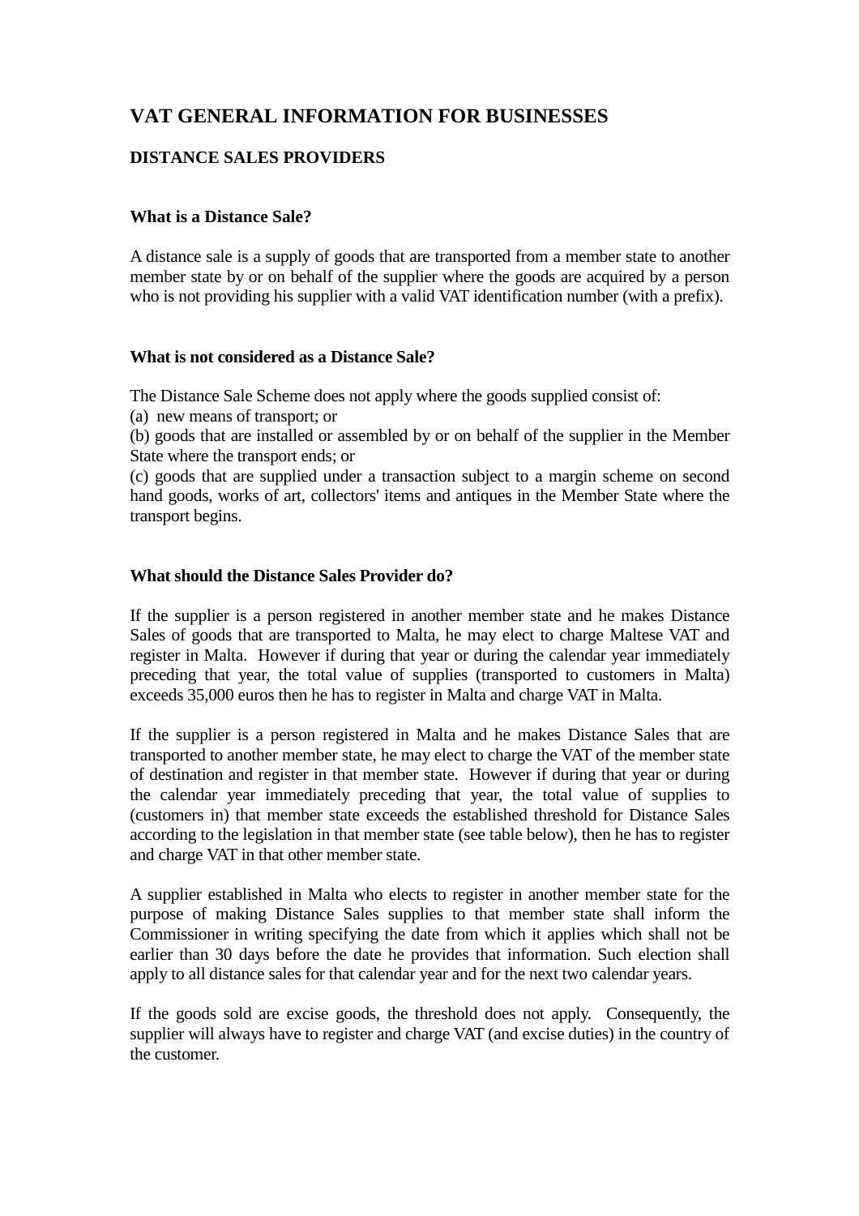# VAT GENERAL INFORMATION FOR BUSINESSES

## DISTANCE SALES PROVIDERS

### What is a Distance Sale?

A distance sale is a supply of goods that are transported from a member state to another member state by or on behalf of the supplier where the goods are acquired by a person who is not providing his supplier with a valid VAT identification number (with a prefix).

### What is not considered as a Distance Sale?

The Distance Sale Scheme does not apply where the goods supplied consist of:
(a) new means of transport; or
(b) goods that are installed or assembled by or on behalf of the supplier in the Member State where the transport ends; or
(c) goods that are supplied under a transaction subject to a margin scheme on second hand goods, works of art, collectors' items and antiques in the Member State where the transport begins.

### What should the Distance Sales Provider do?

If the supplier is a person registered in another member state and he makes Distance Sales of goods that are transported to Malta, he may elect to charge Maltese VAT and register in Malta. However if during that year or during the calendar year immediately preceding that year, the total value of supplies (transported to customers in Malta) exceeds 35,000 euros then he has to register in Malta and charge VAT in Malta.

If the supplier is a person registered in Malta and he makes Distance Sales that are transported to another member state, he may elect to charge the VAT of the member state of destination and register in that member state. However if during that year or during the calendar year immediately preceding that year, the total value of supplies to (customers in) that member state exceeds the established threshold for Distance Sales according to the legislation in that member state (see table below), then he has to register and charge VAT in that other member state.

A supplier established in Malta who elects to register in another member state for the purpose of making Distance Sales supplies to that member state shall inform the Commissioner in writing specifying the date from which it applies which shall not be earlier than 30 days before the date he provides that information. Such election shall apply to all distance sales for that calendar year and for the next two calendar years.

If the goods sold are excise goods, the threshold does not apply. Consequently, the supplier will always have to register and charge VAT (and excise duties) in the country of the customer.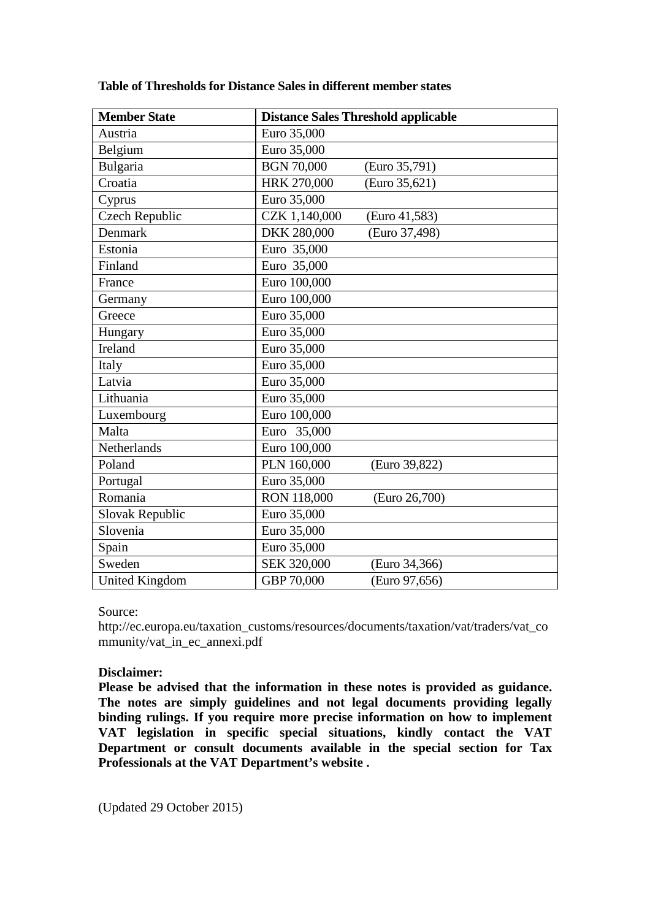**Table of Thresholds for Distance Sales in different member states**

| Member State | Distance Sales Threshold applicable |
|---|---|
| Austria | Euro 35,000 |
| Belgium | Euro 35,000 |
| Bulgaria | BGN 70,000 (Euro 35,791) |
| Croatia | HRK 270,000 (Euro 35,621) |
| Cyprus | Euro 35,000 |
| Czech Republic | CZK 1,140,000 (Euro 41,583) |
| Denmark | DKK 280,000 (Euro 37,498) |
| Estonia | Euro 35,000 |
| Finland | Euro 35,000 |
| France | Euro 100,000 |
| Germany | Euro 100,000 |
| Greece | Euro 35,000 |
| Hungary | Euro 35,000 |
| Ireland | Euro 35,000 |
| Italy | Euro 35,000 |
| Latvia | Euro 35,000 |
| Lithuania | Euro 35,000 |
| Luxembourg | Euro 100,000 |
| Malta | Euro 35,000 |
| Netherlands | Euro 100,000 |
| Poland | PLN 160,000 (Euro 39,822) |
| Portugal | Euro 35,000 |
| Romania | RON 118,000 (Euro 26,700) |
| Slovak Republic | Euro 35,000 |
| Slovenia | Euro 35,000 |
| Spain | Euro 35,000 |
| Sweden | SEK 320,000 (Euro 34,366) |
| United Kingdom | GBP 70,000 (Euro 97,656) |

Source:
http://ec.europa.eu/taxation_customs/resources/documents/taxation/vat/traders/vat_community/vat_in_ec_annexi.pdf

**Disclaimer:**

**Please be advised that the information in these notes is provided as guidance. The notes are simply guidelines and not legal documents providing legally binding rulings. If you require more precise information on how to implement VAT legislation in specific special situations, kindly contact the VAT Department or consult documents available in the special section for Tax Professionals at the VAT Department's website .**

(Updated 29 October 2015)